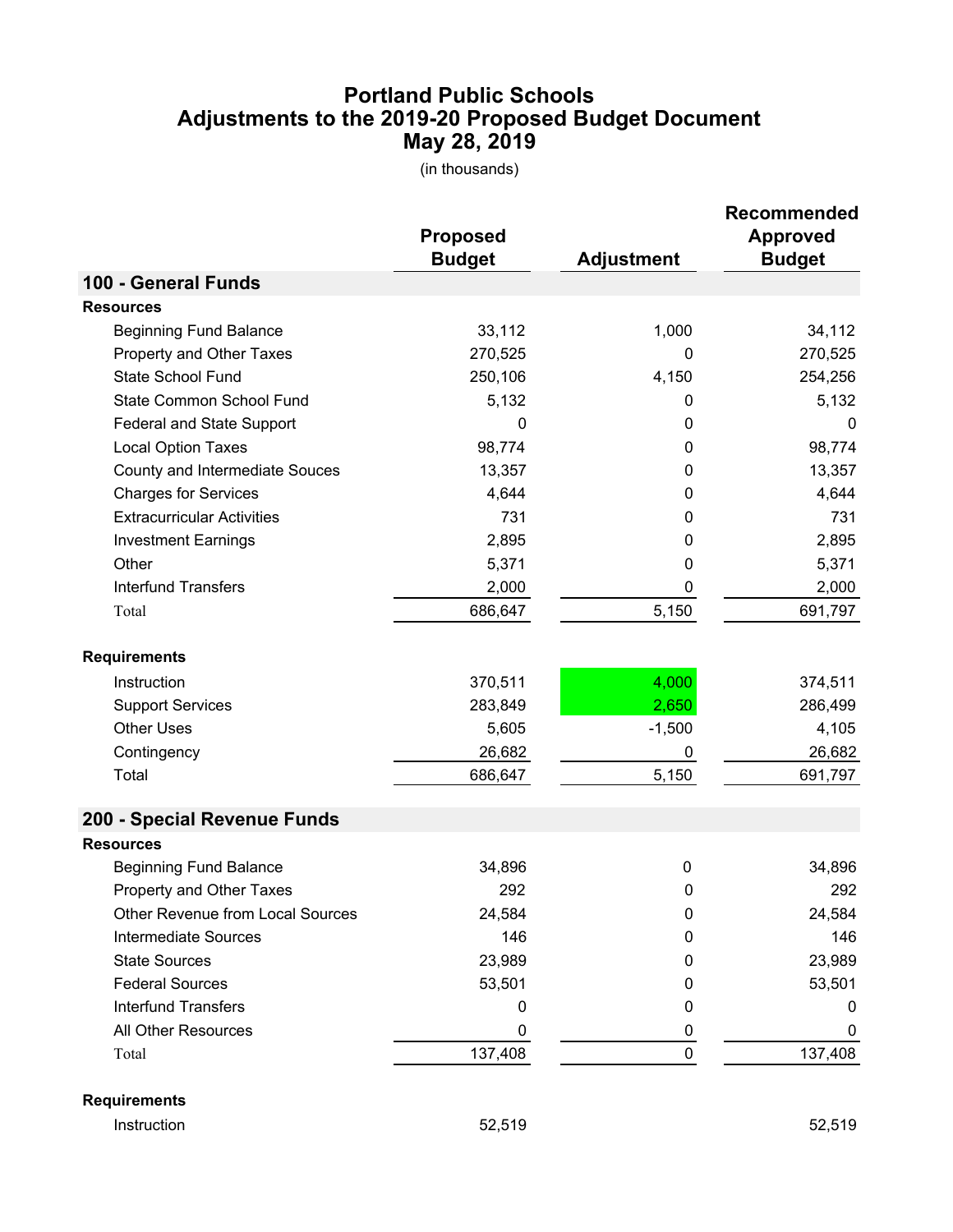# Portland Public Schools
## Adjustments to the 2019-20 Proposed Budget Document
## May 28, 2019

(in thousands)

| | Proposed Budget | Adjustment | Recommended Approved Budget |
|---|---|---|---|
| **100 - General Funds** | | | |
| **Resources** | | | |
| Beginning Fund Balance | 33,112 | 1,000 | 34,112 |
| Property and Other Taxes | 270,525 | 0 | 270,525 |
| State School Fund | 250,106 | 4,150 | 254,256 |
| State Common School Fund | 5,132 | 0 | 5,132 |
| Federal and State Support | 0 | 0 | 0 |
| Local Option Taxes | 98,774 | 0 | 98,774 |
| County and Intermediate Souces | 13,357 | 0 | 13,357 |
| Charges for Services | 4,644 | 0 | 4,644 |
| Extracurricular Activities | 731 | 0 | 731 |
| Investment Earnings | 2,895 | 0 | 2,895 |
| Other | 5,371 | 0 | 5,371 |
| Interfund Transfers | 2,000 | 0 | 2,000 |
| Total | 686,647 | 5,150 | 691,797 |
| **Requirements** | | | |
| Instruction | 370,511 | 4,000 | 374,511 |
| Support Services | 283,849 | 2,650 | 286,499 |
| Other Uses | 5,605 | -1,500 | 4,105 |
| Contingency | 26,682 | 0 | 26,682 |
| Total | 686,647 | 5,150 | 691,797 |
| **200 - Special Revenue Funds** | | | |
| **Resources** | | | |
| Beginning Fund Balance | 34,896 | 0 | 34,896 |
| Property and Other Taxes | 292 | 0 | 292 |
| Other Revenue from Local Sources | 24,584 | 0 | 24,584 |
| Intermediate Sources | 146 | 0 | 146 |
| State Sources | 23,989 | 0 | 23,989 |
| Federal Sources | 53,501 | 0 | 53,501 |
| Interfund Transfers | 0 | 0 | 0 |
| All Other Resources | 0 | 0 | 0 |
| Total | 137,408 | 0 | 137,408 |
| **Requirements** | | | |
| Instruction | 52,519 | | 52,519 |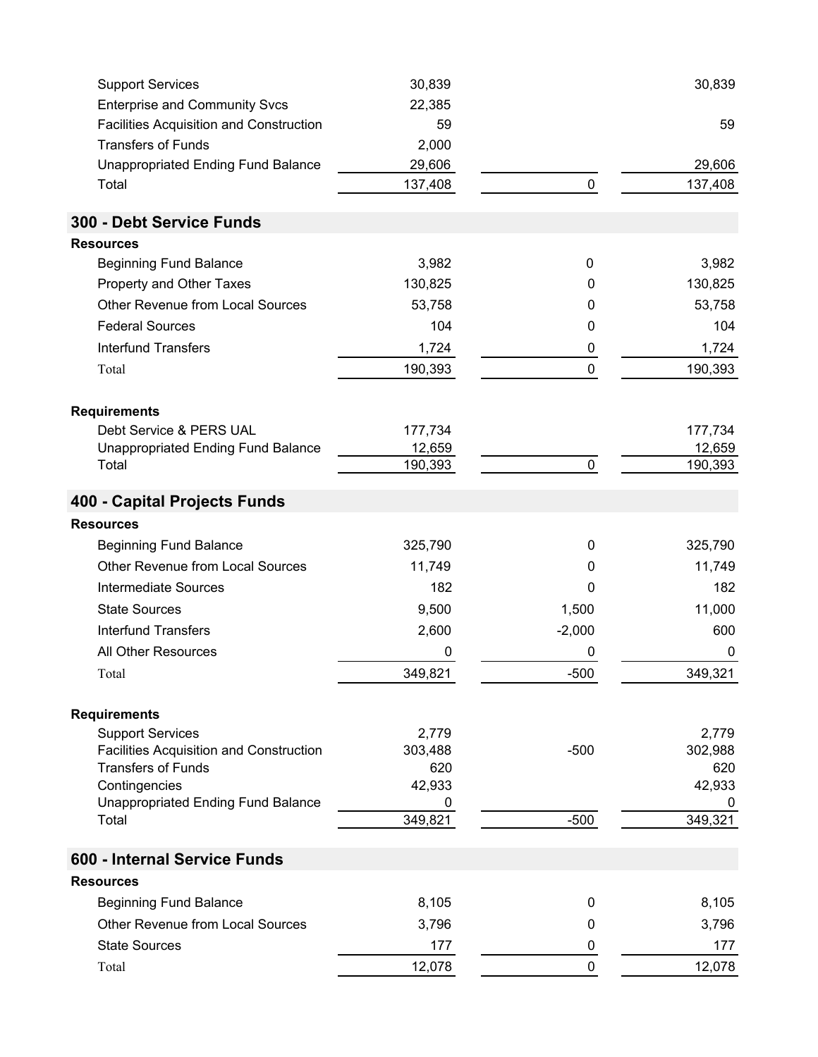| | | | |
|---|---|---|---|
| Support Services | 30,839 | | 30,839 |
| Enterprise and Community Svcs | 22,385 | | |
| Facilities Acquisition and Construction | 59 | | 59 |
| Transfers of Funds | 2,000 | | |
| Unappropriated Ending Fund Balance | 29,606 | | 29,606 |
| Total | 137,408 | 0 | 137,408 |

## 300 - Debt Service Funds

| **Resources** | | | |
|---|---|---|---|
| Beginning Fund Balance | 3,982 | 0 | 3,982 |
| Property and Other Taxes | 130,825 | 0 | 130,825 |
| Other Revenue from Local Sources | 53,758 | 0 | 53,758 |
| Federal Sources | 104 | 0 | 104 |
| Interfund Transfers | 1,724 | 0 | 1,724 |
| Total | 190,393 | 0 | 190,393 |

| **Requirements** | | | |
|---|---|---|---|
| Debt Service & PERS UAL | 177,734 | | 177,734 |
| Unappropriated Ending Fund Balance | 12,659 | | 12,659 |
| Total | 190,393 | 0 | 190,393 |

## 400 - Capital Projects Funds

| **Resources** | | | |
|---|---|---|---|
| Beginning Fund Balance | 325,790 | 0 | 325,790 |
| Other Revenue from Local Sources | 11,749 | 0 | 11,749 |
| Intermediate Sources | 182 | 0 | 182 |
| State Sources | 9,500 | 1,500 | 11,000 |
| Interfund Transfers | 2,600 | -2,000 | 600 |
| All Other Resources | 0 | 0 | 0 |
| Total | 349,821 | -500 | 349,321 |

| **Requirements** | | | |
|---|---|---|---|
| Support Services | 2,779 | | 2,779 |
| Facilities Acquisition and Construction | 303,488 | -500 | 302,988 |
| Transfers of Funds | 620 | | 620 |
| Contingencies | 42,933 | | 42,933 |
| Unappropriated Ending Fund Balance | 0 | | 0 |
| Total | 349,821 | -500 | 349,321 |

## 600 - Internal Service Funds

| **Resources** | | | |
|---|---|---|---|
| Beginning Fund Balance | 8,105 | 0 | 8,105 |
| Other Revenue from Local Sources | 3,796 | 0 | 3,796 |
| State Sources | 177 | 0 | 177 |
| Total | 12,078 | 0 | 12,078 |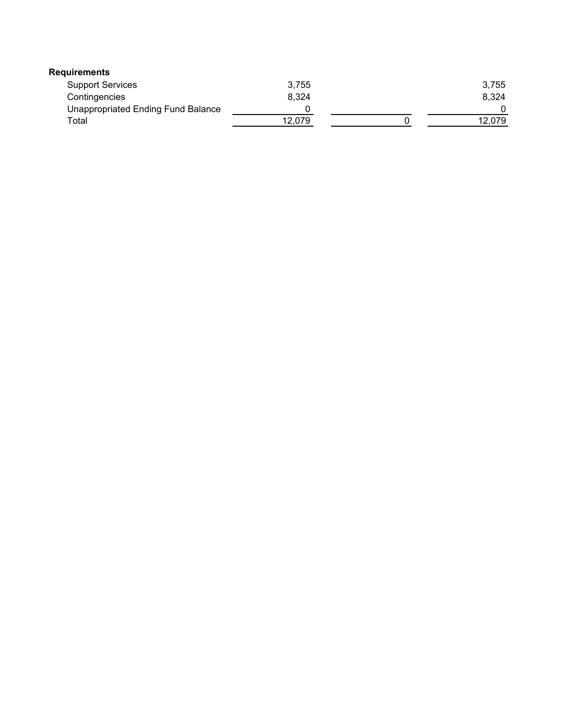| | | | |
|---|---|---|---|
| **Requirements** | | | |
| Support Services | 3,755 | | 3,755 |
| Contingencies | 8,324 | | 8,324 |
| Unappropriated Ending Fund Balance | 0 | | 0 |
| Total | 12,079 | 0 | 12,079 |